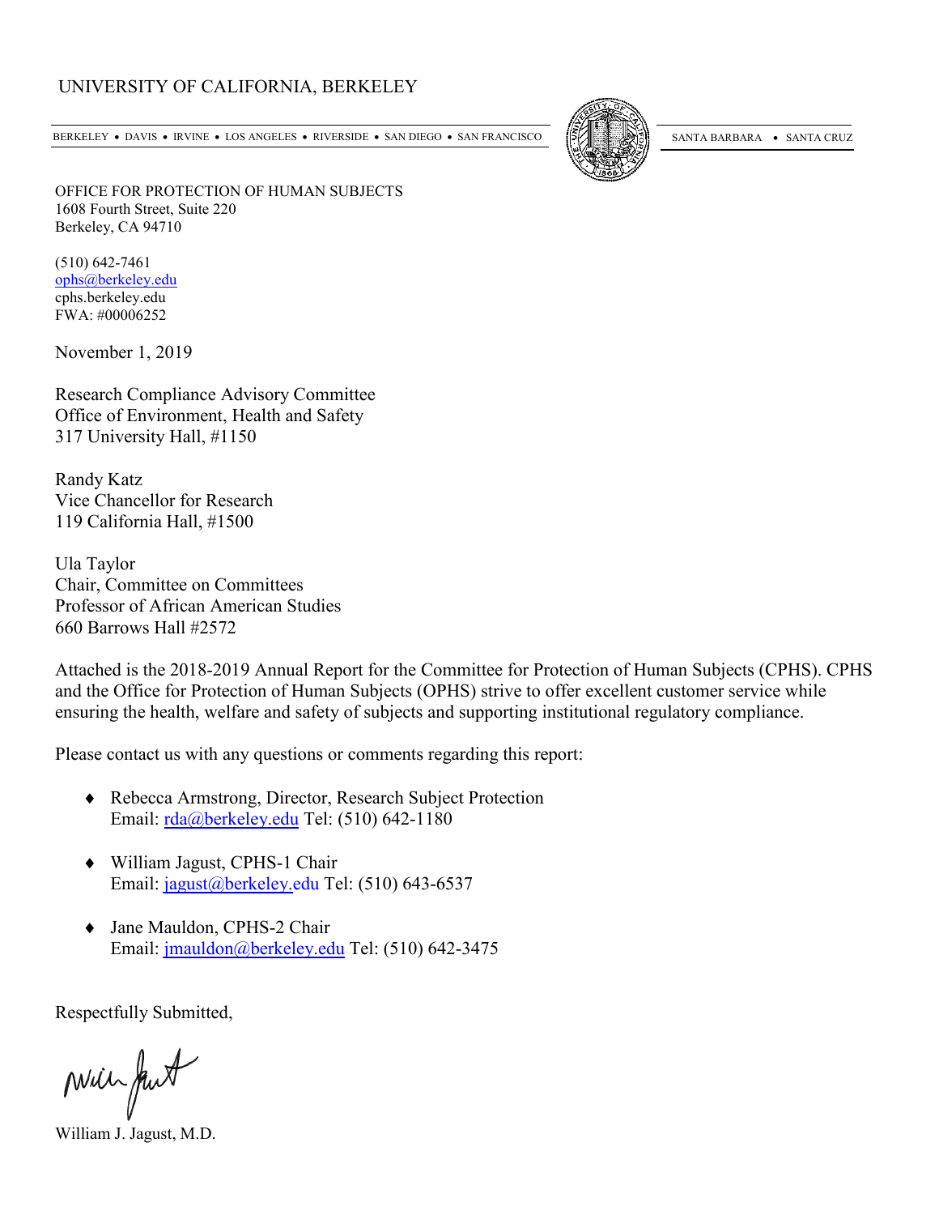UNIVERSITY OF CALIFORNIA, BERKELEY

BERKELEY • DAVIS • IRVINE • LOS ANGELES • RIVERSIDE • SAN DIEGO • SAN FRANCISCO SANTA BARBARA • SANTA CRUZ

OFFICE FOR PROTECTION OF HUMAN SUBJECTS
1608 Fourth Street, Suite 220
Berkeley, CA 94710

(510) 642-7461
ophs@berkeley.edu
cphs.berkeley.edu
FWA: #00006252

November 1, 2019

Research Compliance Advisory Committee
Office of Environment, Health and Safety
317 University Hall, #1150

Randy Katz
Vice Chancellor for Research
119 California Hall, #1500

Ula Taylor
Chair, Committee on Committees
Professor of African American Studies
660 Barrows Hall #2572

Attached is the 2018-2019 Annual Report for the Committee for Protection of Human Subjects (CPHS). CPHS and the Office for Protection of Human Subjects (OPHS) strive to offer excellent customer service while ensuring the health, welfare and safety of subjects and supporting institutional regulatory compliance.

Please contact us with any questions or comments regarding this report:

- Rebecca Armstrong, Director, Research Subject Protection
  Email: rda@berkeley.edu Tel: (510) 642-1180

- William Jagust, CPHS-1 Chair
  Email: jagust@berkeley.edu Tel: (510) 643-6537

- Jane Mauldon, CPHS-2 Chair
  Email: jmauldon@berkeley.edu Tel: (510) 642-3475

Respectfully Submitted,

William J. Jagust, M.D.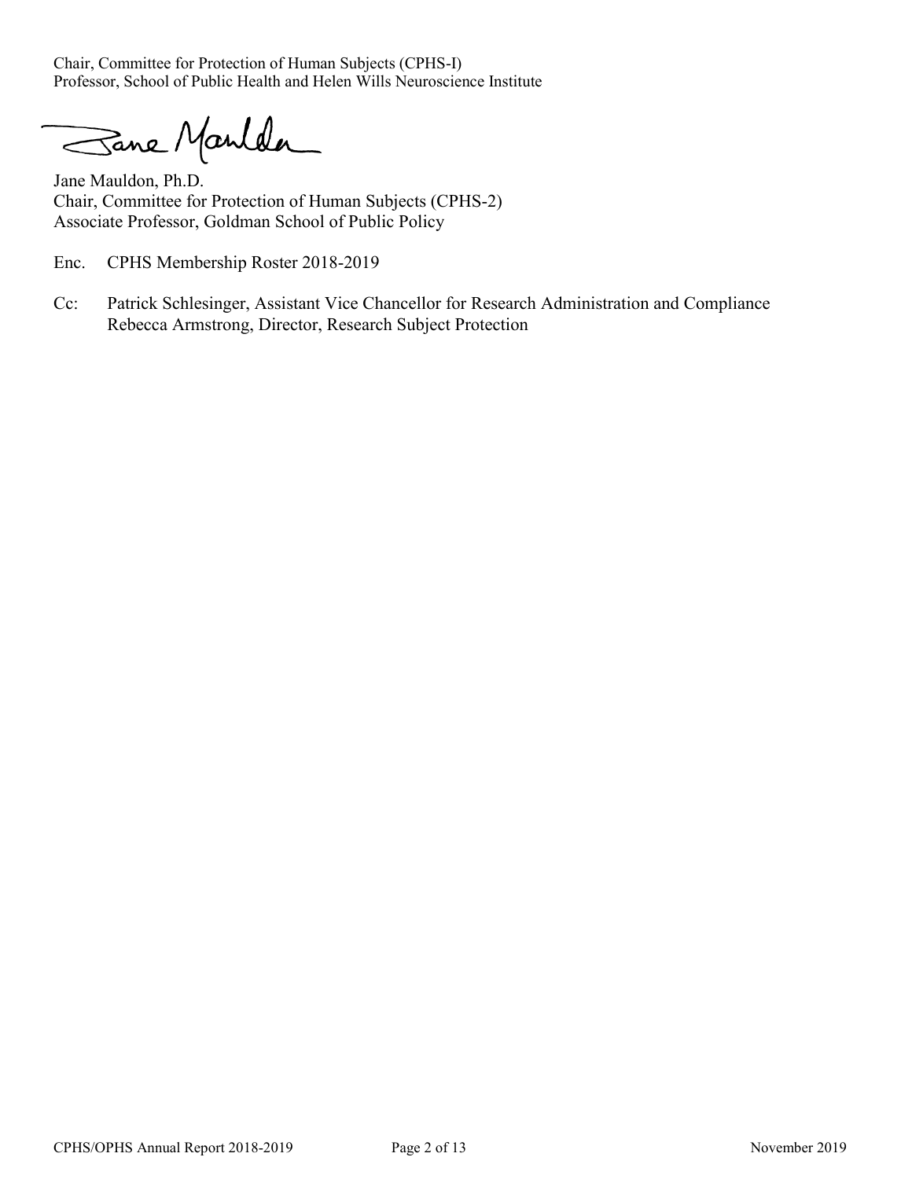Chair, Committee for Protection of Human Subjects (CPHS-I)
Professor, School of Public Health and Helen Wills Neuroscience Institute

Jane Mauldon, Ph.D.
Chair, Committee for Protection of Human Subjects (CPHS-2)
Associate Professor, Goldman School of Public Policy

Enc. CPHS Membership Roster 2018-2019

Cc: Patrick Schlesinger, Assistant Vice Chancellor for Research Administration and Compliance
Rebecca Armstrong, Director, Research Subject Protection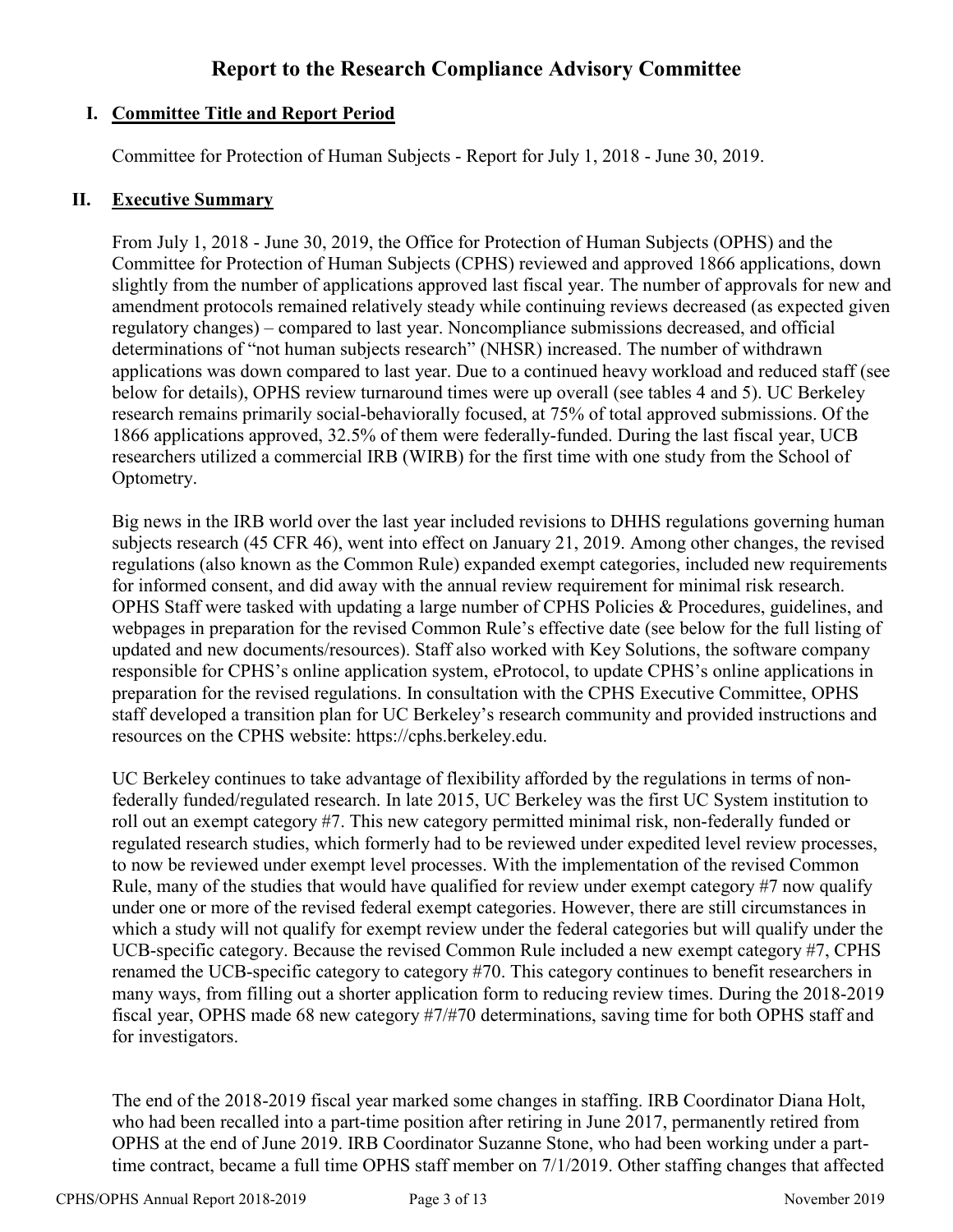# Report to the Research Compliance Advisory Committee

## I. Committee Title and Report Period

Committee for Protection of Human Subjects - Report for July 1, 2018 - June 30, 2019.

## II. Executive Summary

From July 1, 2018 - June 30, 2019, the Office for Protection of Human Subjects (OPHS) and the Committee for Protection of Human Subjects (CPHS) reviewed and approved 1866 applications, down slightly from the number of applications approved last fiscal year. The number of approvals for new and amendment protocols remained relatively steady while continuing reviews decreased (as expected given regulatory changes) – compared to last year. Noncompliance submissions decreased, and official determinations of "not human subjects research" (NHSR) increased. The number of withdrawn applications was down compared to last year. Due to a continued heavy workload and reduced staff (see below for details), OPHS review turnaround times were up overall (see tables 4 and 5). UC Berkeley research remains primarily social-behaviorally focused, at 75% of total approved submissions. Of the 1866 applications approved, 32.5% of them were federally-funded. During the last fiscal year, UCB researchers utilized a commercial IRB (WIRB) for the first time with one study from the School of Optometry.

Big news in the IRB world over the last year included revisions to DHHS regulations governing human subjects research (45 CFR 46), went into effect on January 21, 2019. Among other changes, the revised regulations (also known as the Common Rule) expanded exempt categories, included new requirements for informed consent, and did away with the annual review requirement for minimal risk research. OPHS Staff were tasked with updating a large number of CPHS Policies & Procedures, guidelines, and webpages in preparation for the revised Common Rule's effective date (see below for the full listing of updated and new documents/resources). Staff also worked with Key Solutions, the software company responsible for CPHS's online application system, eProtocol, to update CPHS's online applications in preparation for the revised regulations. In consultation with the CPHS Executive Committee, OPHS staff developed a transition plan for UC Berkeley's research community and provided instructions and resources on the CPHS website: https://cphs.berkeley.edu.

UC Berkeley continues to take advantage of flexibility afforded by the regulations in terms of non-federally funded/regulated research. In late 2015, UC Berkeley was the first UC System institution to roll out an exempt category #7. This new category permitted minimal risk, non-federally funded or regulated research studies, which formerly had to be reviewed under expedited level review processes, to now be reviewed under exempt level processes. With the implementation of the revised Common Rule, many of the studies that would have qualified for review under exempt category #7 now qualify under one or more of the revised federal exempt categories. However, there are still circumstances in which a study will not qualify for exempt review under the federal categories but will qualify under the UCB-specific category. Because the revised Common Rule included a new exempt category #7, CPHS renamed the UCB-specific category to category #70. This category continues to benefit researchers in many ways, from filling out a shorter application form to reducing review times. During the 2018-2019 fiscal year, OPHS made 68 new category #7/#70 determinations, saving time for both OPHS staff and for investigators.

The end of the 2018-2019 fiscal year marked some changes in staffing. IRB Coordinator Diana Holt, who had been recalled into a part-time position after retiring in June 2017, permanently retired from OPHS at the end of June 2019. IRB Coordinator Suzanne Stone, who had been working under a part-time contract, became a full time OPHS staff member on 7/1/2019. Other staffing changes that affected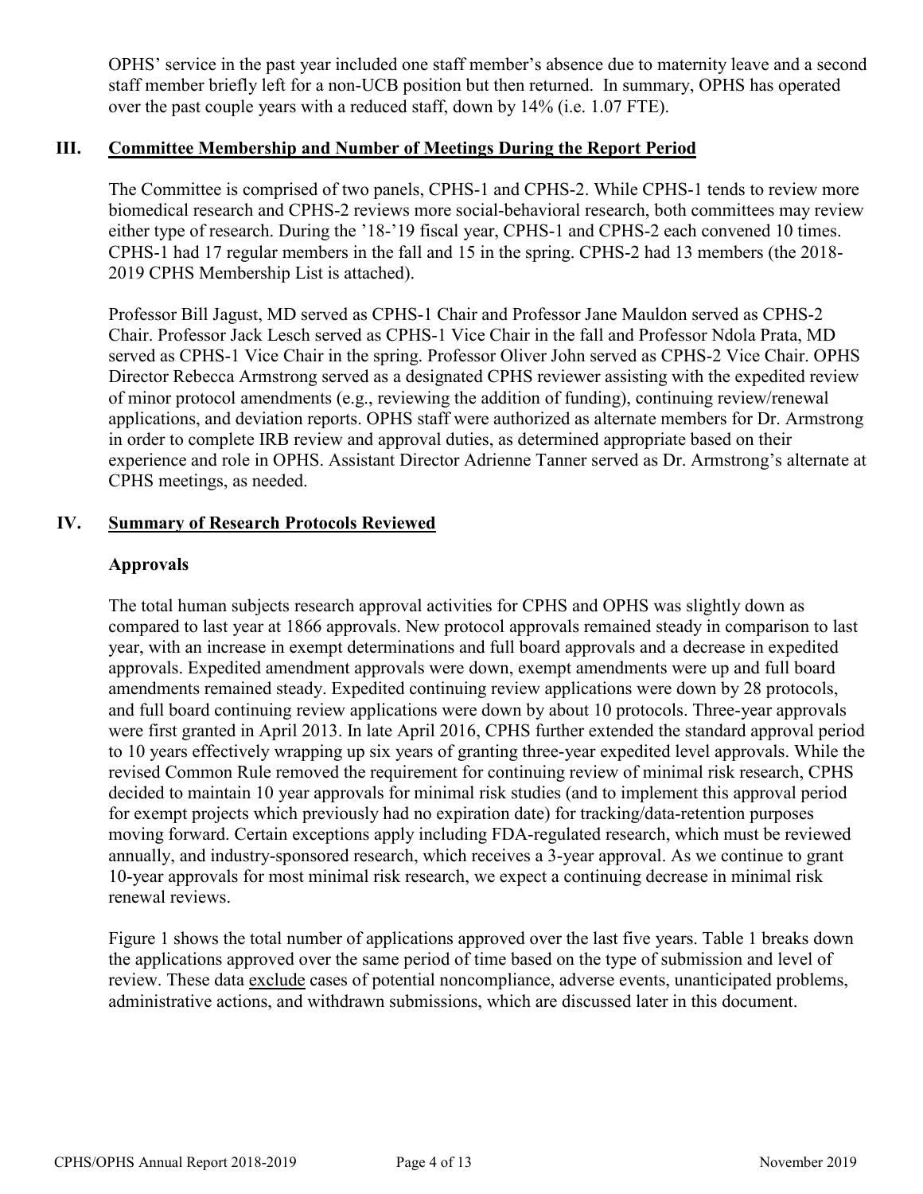OPHS' service in the past year included one staff member's absence due to maternity leave and a second staff member briefly left for a non-UCB position but then returned. In summary, OPHS has operated over the past couple years with a reduced staff, down by 14% (i.e. 1.07 FTE).

## III. Committee Membership and Number of Meetings During the Report Period

The Committee is comprised of two panels, CPHS-1 and CPHS-2. While CPHS-1 tends to review more biomedical research and CPHS-2 reviews more social-behavioral research, both committees may review either type of research. During the '18-'19 fiscal year, CPHS-1 and CPHS-2 each convened 10 times. CPHS-1 had 17 regular members in the fall and 15 in the spring. CPHS-2 had 13 members (the 2018-2019 CPHS Membership List is attached).

Professor Bill Jagust, MD served as CPHS-1 Chair and Professor Jane Mauldon served as CPHS-2 Chair. Professor Jack Lesch served as CPHS-1 Vice Chair in the fall and Professor Ndola Prata, MD served as CPHS-1 Vice Chair in the spring. Professor Oliver John served as CPHS-2 Vice Chair. OPHS Director Rebecca Armstrong served as a designated CPHS reviewer assisting with the expedited review of minor protocol amendments (e.g., reviewing the addition of funding), continuing review/renewal applications, and deviation reports. OPHS staff were authorized as alternate members for Dr. Armstrong in order to complete IRB review and approval duties, as determined appropriate based on their experience and role in OPHS. Assistant Director Adrienne Tanner served as Dr. Armstrong's alternate at CPHS meetings, as needed.

## IV. Summary of Research Protocols Reviewed

### Approvals

The total human subjects research approval activities for CPHS and OPHS was slightly down as compared to last year at 1866 approvals. New protocol approvals remained steady in comparison to last year, with an increase in exempt determinations and full board approvals and a decrease in expedited approvals. Expedited amendment approvals were down, exempt amendments were up and full board amendments remained steady. Expedited continuing review applications were down by 28 protocols, and full board continuing review applications were down by about 10 protocols. Three-year approvals were first granted in April 2013. In late April 2016, CPHS further extended the standard approval period to 10 years effectively wrapping up six years of granting three-year expedited level approvals. While the revised Common Rule removed the requirement for continuing review of minimal risk research, CPHS decided to maintain 10 year approvals for minimal risk studies (and to implement this approval period for exempt projects which previously had no expiration date) for tracking/data-retention purposes moving forward. Certain exceptions apply including FDA-regulated research, which must be reviewed annually, and industry-sponsored research, which receives a 3-year approval. As we continue to grant 10-year approvals for most minimal risk research, we expect a continuing decrease in minimal risk renewal reviews.

Figure 1 shows the total number of applications approved over the last five years. Table 1 breaks down the applications approved over the same period of time based on the type of submission and level of review. These data exclude cases of potential noncompliance, adverse events, unanticipated problems, administrative actions, and withdrawn submissions, which are discussed later in this document.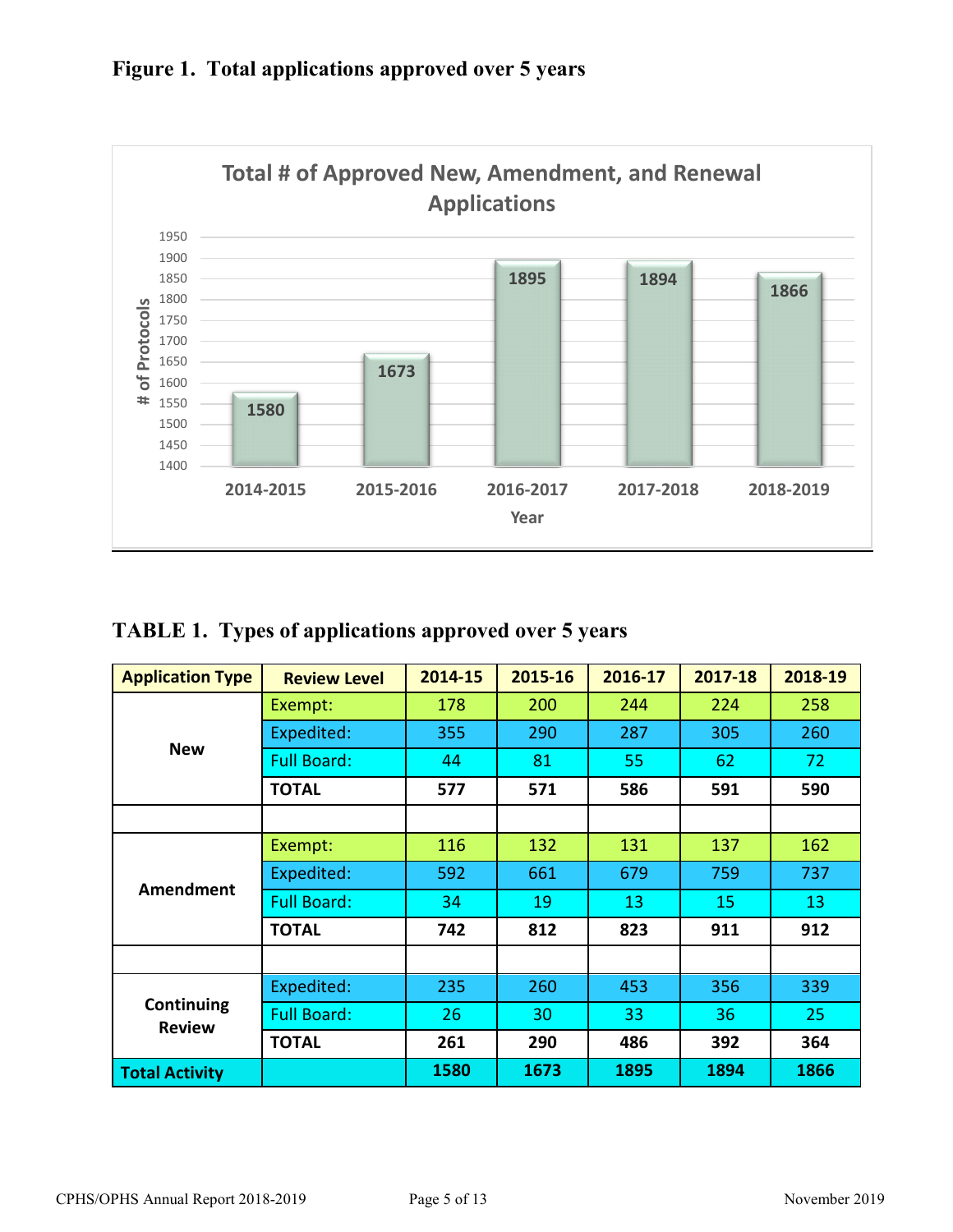**Figure 1. Total applications approved over 5 years**

Total # of Approved New, Amendment, and Renewal Applications

| Year | # of Protocols |
|---|---|
| 2014-2015 | 1580 |
| 2015-2016 | 1673 |
| 2016-2017 | 1895 |
| 2017-2018 | 1894 |
| 2018-2019 | 1866 |

**TABLE 1. Types of applications approved over 5 years**

| Application Type | Review Level | 2014-15 | 2015-16 | 2016-17 | 2017-18 | 2018-19 |
|---|---|---|---|---|---|---|
| New | Exempt: | 178 | 200 | 244 | 224 | 258 |
| | Expedited: | 355 | 290 | 287 | 305 | 260 |
| | Full Board: | 44 | 81 | 55 | 62 | 72 |
| | **TOTAL** | **577** | **571** | **586** | **591** | **590** |
| | | | | | | |
| Amendment | Exempt: | 116 | 132 | 131 | 137 | 162 |
| | Expedited: | 592 | 661 | 679 | 759 | 737 |
| | Full Board: | 34 | 19 | 13 | 15 | 13 |
| | **TOTAL** | **742** | **812** | **823** | **911** | **912** |
| | | | | | | |
| Continuing Review | Expedited: | 235 | 260 | 453 | 356 | 339 |
| | Full Board: | 26 | 30 | 33 | 36 | 25 |
| | **TOTAL** | **261** | **290** | **486** | **392** | **364** |
| **Total Activity** | | **1580** | **1673** | **1895** | **1894** | **1866** |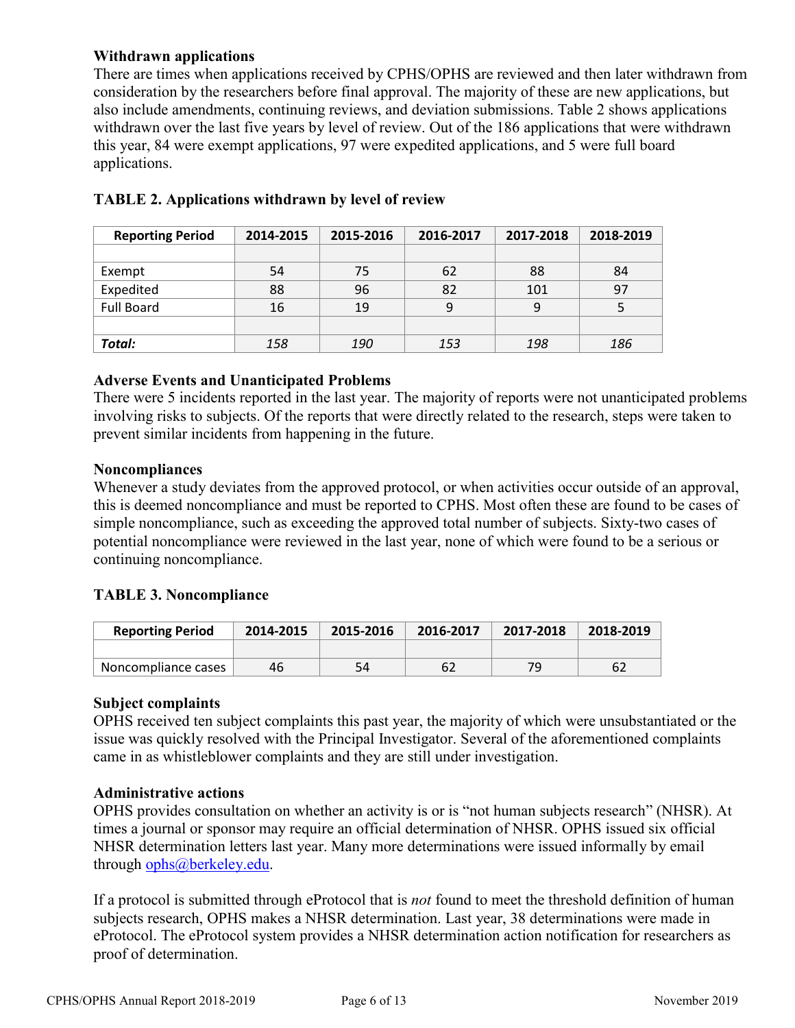### Withdrawn applications

There are times when applications received by CPHS/OPHS are reviewed and then later withdrawn from consideration by the researchers before final approval. The majority of these are new applications, but also include amendments, continuing reviews, and deviation submissions. Table 2 shows applications withdrawn over the last five years by level of review. Out of the 186 applications that were withdrawn this year, 84 were exempt applications, 97 were expedited applications, and 5 were full board applications.

### TABLE 2. Applications withdrawn by level of review

| Reporting Period | 2014-2015 | 2015-2016 | 2016-2017 | 2017-2018 | 2018-2019 |
|---|---|---|---|---|---|
| | | | | | |
| Exempt | 54 | 75 | 62 | 88 | 84 |
| Expedited | 88 | 96 | 82 | 101 | 97 |
| Full Board | 16 | 19 | 9 | 9 | 5 |
| | | | | | |
| ***Total:*** | *158* | *190* | *153* | *198* | *186* |

### Adverse Events and Unanticipated Problems

There were 5 incidents reported in the last year. The majority of reports were not unanticipated problems involving risks to subjects. Of the reports that were directly related to the research, steps were taken to prevent similar incidents from happening in the future.

### Noncompliances

Whenever a study deviates from the approved protocol, or when activities occur outside of an approval, this is deemed noncompliance and must be reported to CPHS. Most often these are found to be cases of simple noncompliance, such as exceeding the approved total number of subjects. Sixty-two cases of potential noncompliance were reviewed in the last year, none of which were found to be a serious or continuing noncompliance.

### TABLE 3. Noncompliance

| Reporting Period | 2014-2015 | 2015-2016 | 2016-2017 | 2017-2018 | 2018-2019 |
|---|---|---|---|---|---|
| | | | | | |
| Noncompliance cases | 46 | 54 | 62 | 79 | 62 |

### Subject complaints

OPHS received ten subject complaints this past year, the majority of which were unsubstantiated or the issue was quickly resolved with the Principal Investigator. Several of the aforementioned complaints came in as whistleblower complaints and they are still under investigation.

### Administrative actions

OPHS provides consultation on whether an activity is or is "not human subjects research" (NHSR). At times a journal or sponsor may require an official determination of NHSR. OPHS issued six official NHSR determination letters last year. Many more determinations were issued informally by email through ophs@berkeley.edu.

If a protocol is submitted through eProtocol that is *not* found to meet the threshold definition of human subjects research, OPHS makes a NHSR determination. Last year, 38 determinations were made in eProtocol. The eProtocol system provides a NHSR determination action notification for researchers as proof of determination.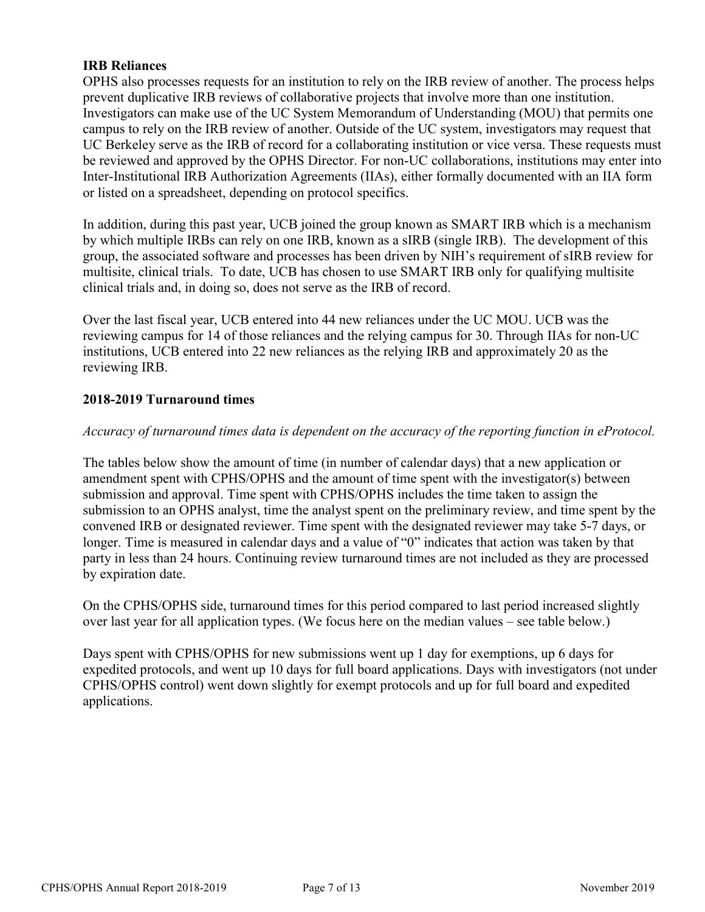**IRB Reliances**

OPHS also processes requests for an institution to rely on the IRB review of another. The process helps prevent duplicative IRB reviews of collaborative projects that involve more than one institution. Investigators can make use of the UC System Memorandum of Understanding (MOU) that permits one campus to rely on the IRB review of another. Outside of the UC system, investigators may request that UC Berkeley serve as the IRB of record for a collaborating institution or vice versa. These requests must be reviewed and approved by the OPHS Director. For non-UC collaborations, institutions may enter into Inter-Institutional IRB Authorization Agreements (IIAs), either formally documented with an IIA form or listed on a spreadsheet, depending on protocol specifics.

In addition, during this past year, UCB joined the group known as SMART IRB which is a mechanism by which multiple IRBs can rely on one IRB, known as a sIRB (single IRB). The development of this group, the associated software and processes has been driven by NIH's requirement of sIRB review for multisite, clinical trials. To date, UCB has chosen to use SMART IRB only for qualifying multisite clinical trials and, in doing so, does not serve as the IRB of record.

Over the last fiscal year, UCB entered into 44 new reliances under the UC MOU. UCB was the reviewing campus for 14 of those reliances and the relying campus for 30. Through IIAs for non-UC institutions, UCB entered into 22 new reliances as the relying IRB and approximately 20 as the reviewing IRB.

**2018-2019 Turnaround times**

*Accuracy of turnaround times data is dependent on the accuracy of the reporting function in eProtocol.*

The tables below show the amount of time (in number of calendar days) that a new application or amendment spent with CPHS/OPHS and the amount of time spent with the investigator(s) between submission and approval. Time spent with CPHS/OPHS includes the time taken to assign the submission to an OPHS analyst, time the analyst spent on the preliminary review, and time spent by the convened IRB or designated reviewer. Time spent with the designated reviewer may take 5-7 days, or longer. Time is measured in calendar days and a value of "0" indicates that action was taken by that party in less than 24 hours. Continuing review turnaround times are not included as they are processed by expiration date.

On the CPHS/OPHS side, turnaround times for this period compared to last period increased slightly over last year for all application types. (We focus here on the median values – see table below.)

Days spent with CPHS/OPHS for new submissions went up 1 day for exemptions, up 6 days for expedited protocols, and went up 10 days for full board applications. Days with investigators (not under CPHS/OPHS control) went down slightly for exempt protocols and up for full board and expedited applications.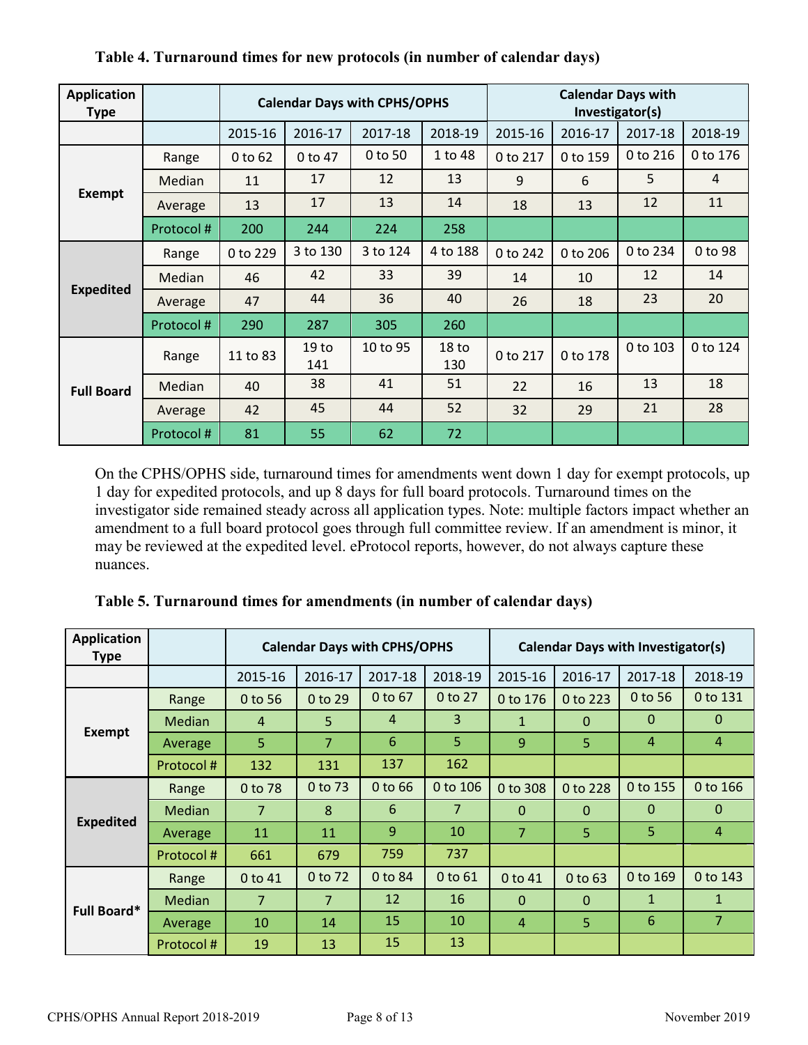**Table 4. Turnaround times for new protocols (in number of calendar days)**

| Application Type | | Calendar Days with CPHS/OPHS | | | | Calendar Days with Investigator(s) | | | |
|---|---|---|---|---|---|---|---|---|---|
| | | 2015-16 | 2016-17 | 2017-18 | 2018-19 | 2015-16 | 2016-17 | 2017-18 | 2018-19 |
| Exempt | Range | 0 to 62 | 0 to 47 | 0 to 50 | 1 to 48 | 0 to 217 | 0 to 159 | 0 to 216 | 0 to 176 |
| | Median | 11 | 17 | 12 | 13 | 9 | 6 | 5 | 4 |
| | Average | 13 | 17 | 13 | 14 | 18 | 13 | 12 | 11 |
| | Protocol # | 200 | 244 | 224 | 258 | | | | |
| Expedited | Range | 0 to 229 | 3 to 130 | 3 to 124 | 4 to 188 | 0 to 242 | 0 to 206 | 0 to 234 | 0 to 98 |
| | Median | 46 | 42 | 33 | 39 | 14 | 10 | 12 | 14 |
| | Average | 47 | 44 | 36 | 40 | 26 | 18 | 23 | 20 |
| | Protocol # | 290 | 287 | 305 | 260 | | | | |
| Full Board | Range | 11 to 83 | 19 to 141 | 10 to 95 | 18 to 130 | 0 to 217 | 0 to 178 | 0 to 103 | 0 to 124 |
| | Median | 40 | 38 | 41 | 51 | 22 | 16 | 13 | 18 |
| | Average | 42 | 45 | 44 | 52 | 32 | 29 | 21 | 28 |
| | Protocol # | 81 | 55 | 62 | 72 | | | | |

On the CPHS/OPHS side, turnaround times for amendments went down 1 day for exempt protocols, up 1 day for expedited protocols, and up 8 days for full board protocols. Turnaround times on the investigator side remained steady across all application types. Note: multiple factors impact whether an amendment to a full board protocol goes through full committee review. If an amendment is minor, it may be reviewed at the expedited level. eProtocol reports, however, do not always capture these nuances.

**Table 5. Turnaround times for amendments (in number of calendar days)**

| Application Type | | Calendar Days with CPHS/OPHS | | | | Calendar Days with Investigator(s) | | | |
|---|---|---|---|---|---|---|---|---|---|
| | | 2015-16 | 2016-17 | 2017-18 | 2018-19 | 2015-16 | 2016-17 | 2017-18 | 2018-19 |
| Exempt | Range | 0 to 56 | 0 to 29 | 0 to 67 | 0 to 27 | 0 to 176 | 0 to 223 | 0 to 56 | 0 to 131 |
| | Median | 4 | 5 | 4 | 3 | 1 | 0 | 0 | 0 |
| | Average | 5 | 7 | 6 | 5 | 9 | 5 | 4 | 4 |
| | Protocol # | 132 | 131 | 137 | 162 | | | | |
| Expedited | Range | 0 to 78 | 0 to 73 | 0 to 66 | 0 to 106 | 0 to 308 | 0 to 228 | 0 to 155 | 0 to 166 |
| | Median | 7 | 8 | 6 | 7 | 0 | 0 | 0 | 0 |
| | Average | 11 | 11 | 9 | 10 | 7 | 5 | 5 | 4 |
| | Protocol # | 661 | 679 | 759 | 737 | | | | |
| Full Board* | Range | 0 to 41 | 0 to 72 | 0 to 84 | 0 to 61 | 0 to 41 | 0 to 63 | 0 to 169 | 0 to 143 |
| | Median | 7 | 7 | 12 | 16 | 0 | 0 | 1 | 1 |
| | Average | 10 | 14 | 15 | 10 | 4 | 5 | 6 | 7 |
| | Protocol # | 19 | 13 | 15 | 13 | | | | |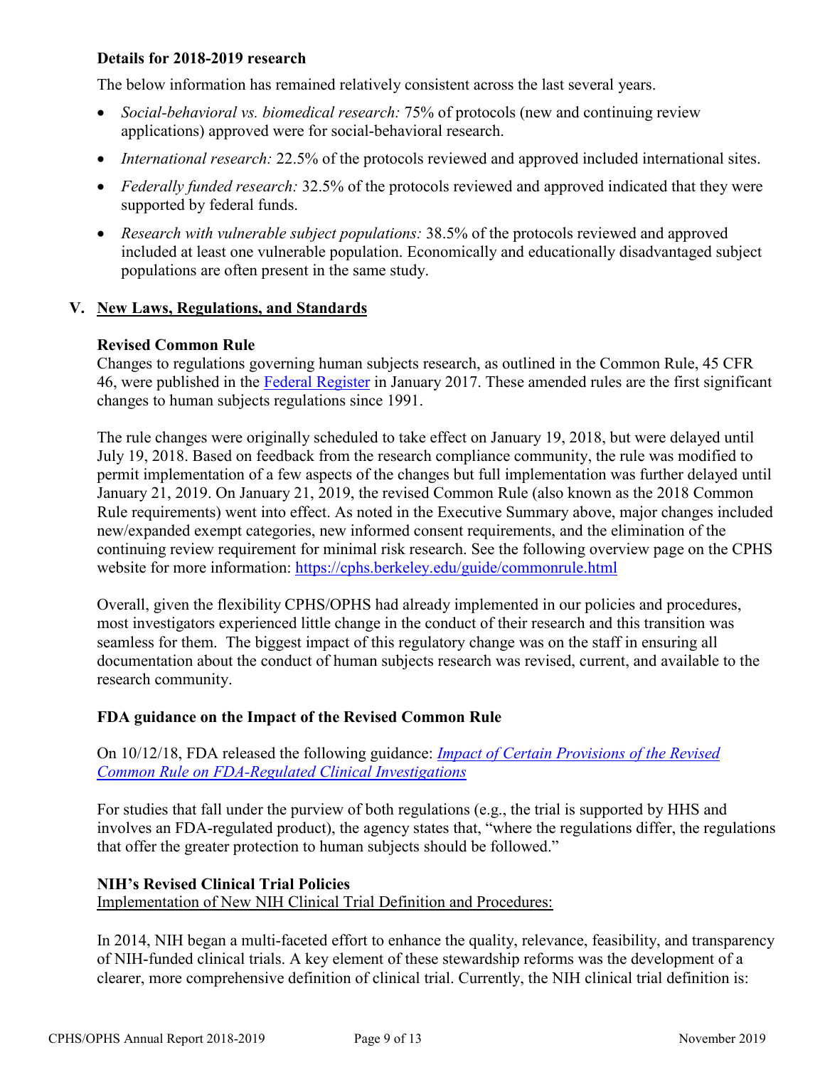### Details for 2018-2019 research

The below information has remained relatively consistent across the last several years.

- *Social-behavioral vs. biomedical research:* 75% of protocols (new and continuing review applications) approved were for social-behavioral research.
- *International research:* 22.5% of the protocols reviewed and approved included international sites.
- *Federally funded research:* 32.5% of the protocols reviewed and approved indicated that they were supported by federal funds.
- *Research with vulnerable subject populations:* 38.5% of the protocols reviewed and approved included at least one vulnerable population. Economically and educationally disadvantaged subject populations are often present in the same study.

## V. New Laws, Regulations, and Standards

### Revised Common Rule

Changes to regulations governing human subjects research, as outlined in the Common Rule, 45 CFR 46, were published in the Federal Register in January 2017. These amended rules are the first significant changes to human subjects regulations since 1991.

The rule changes were originally scheduled to take effect on January 19, 2018, but were delayed until July 19, 2018. Based on feedback from the research compliance community, the rule was modified to permit implementation of a few aspects of the changes but full implementation was further delayed until January 21, 2019. On January 21, 2019, the revised Common Rule (also known as the 2018 Common Rule requirements) went into effect. As noted in the Executive Summary above, major changes included new/expanded exempt categories, new informed consent requirements, and the elimination of the continuing review requirement for minimal risk research. See the following overview page on the CPHS website for more information: https://cphs.berkeley.edu/guide/commonrule.html

Overall, given the flexibility CPHS/OPHS had already implemented in our policies and procedures, most investigators experienced little change in the conduct of their research and this transition was seamless for them. The biggest impact of this regulatory change was on the staff in ensuring all documentation about the conduct of human subjects research was revised, current, and available to the research community.

### FDA guidance on the Impact of the Revised Common Rule

On 10/12/18, FDA released the following guidance: *Impact of Certain Provisions of the Revised Common Rule on FDA-Regulated Clinical Investigations*

For studies that fall under the purview of both regulations (e.g., the trial is supported by HHS and involves an FDA-regulated product), the agency states that, "where the regulations differ, the regulations that offer the greater protection to human subjects should be followed."

### NIH's Revised Clinical Trial Policies

Implementation of New NIH Clinical Trial Definition and Procedures:

In 2014, NIH began a multi-faceted effort to enhance the quality, relevance, feasibility, and transparency of NIH-funded clinical trials. A key element of these stewardship reforms was the development of a clearer, more comprehensive definition of clinical trial. Currently, the NIH clinical trial definition is: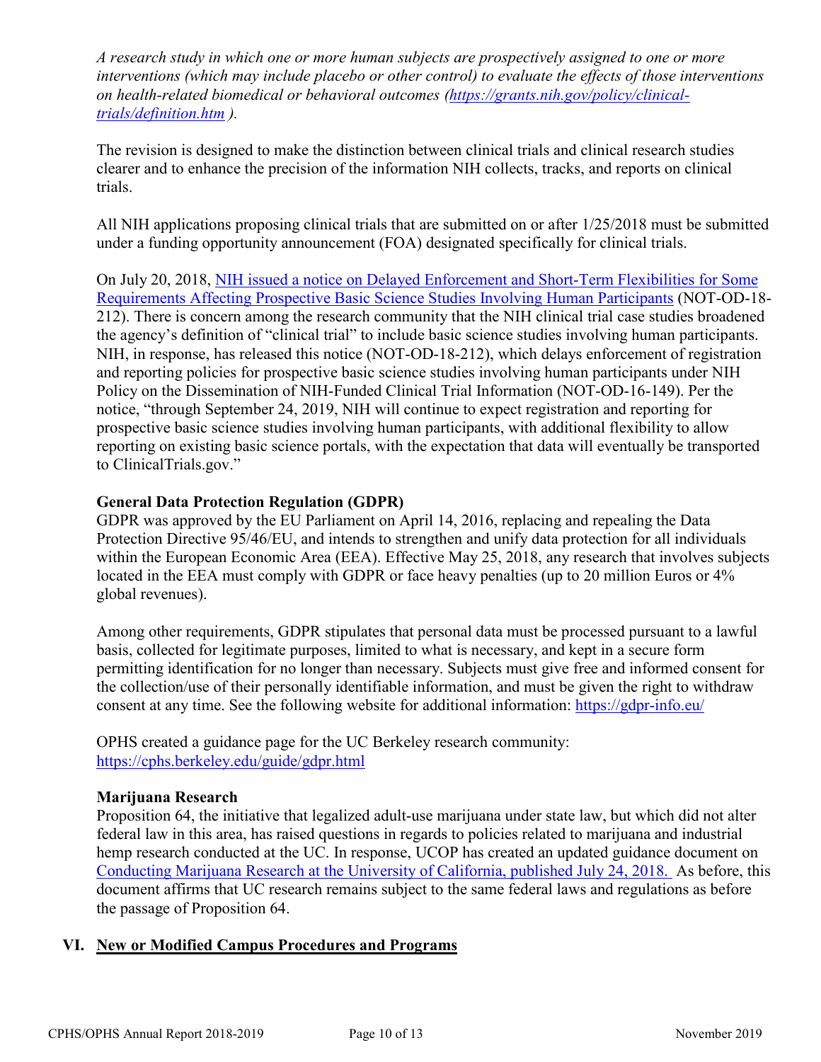*A research study in which one or more human subjects are prospectively assigned to one or more interventions (which may include placebo or other control) to evaluate the effects of those interventions on health-related biomedical or behavioral outcomes ([https://grants.nih.gov/policy/clinical-trials/definition.htm](https://grants.nih.gov/policy/clinical-trials/definition.htm) ).*

The revision is designed to make the distinction between clinical trials and clinical research studies clearer and to enhance the precision of the information NIH collects, tracks, and reports on clinical trials.

All NIH applications proposing clinical trials that are submitted on or after 1/25/2018 must be submitted under a funding opportunity announcement (FOA) designated specifically for clinical trials.

On July 20, 2018, NIH issued a notice on Delayed Enforcement and Short-Term Flexibilities for Some Requirements Affecting Prospective Basic Science Studies Involving Human Participants (NOT-OD-18-212). There is concern among the research community that the NIH clinical trial case studies broadened the agency's definition of "clinical trial" to include basic science studies involving human participants. NIH, in response, has released this notice (NOT-OD-18-212), which delays enforcement of registration and reporting policies for prospective basic science studies involving human participants under NIH Policy on the Dissemination of NIH-Funded Clinical Trial Information (NOT-OD-16-149). Per the notice, "through September 24, 2019, NIH will continue to expect registration and reporting for prospective basic science studies involving human participants, with additional flexibility to allow reporting on existing basic science portals, with the expectation that data will eventually be transported to ClinicalTrials.gov."

**General Data Protection Regulation (GDPR)**
GDPR was approved by the EU Parliament on April 14, 2016, replacing and repealing the Data Protection Directive 95/46/EU, and intends to strengthen and unify data protection for all individuals within the European Economic Area (EEA). Effective May 25, 2018, any research that involves subjects located in the EEA must comply with GDPR or face heavy penalties (up to 20 million Euros or 4% global revenues).

Among other requirements, GDPR stipulates that personal data must be processed pursuant to a lawful basis, collected for legitimate purposes, limited to what is necessary, and kept in a secure form permitting identification for no longer than necessary. Subjects must give free and informed consent for the collection/use of their personally identifiable information, and must be given the right to withdraw consent at any time. See the following website for additional information: [https://gdpr-info.eu/](https://gdpr-info.eu/)

OPHS created a guidance page for the UC Berkeley research community:
[https://cphs.berkeley.edu/guide/gdpr.html](https://cphs.berkeley.edu/guide/gdpr.html)

**Marijuana Research**
Proposition 64, the initiative that legalized adult-use marijuana under state law, but which did not alter federal law in this area, has raised questions in regards to policies related to marijuana and industrial hemp research conducted at the UC. In response, UCOP has created an updated guidance document on Conducting Marijuana Research at the University of California, published July 24, 2018. As before, this document affirms that UC research remains subject to the same federal laws and regulations as before the passage of Proposition 64.

## VI. New or Modified Campus Procedures and Programs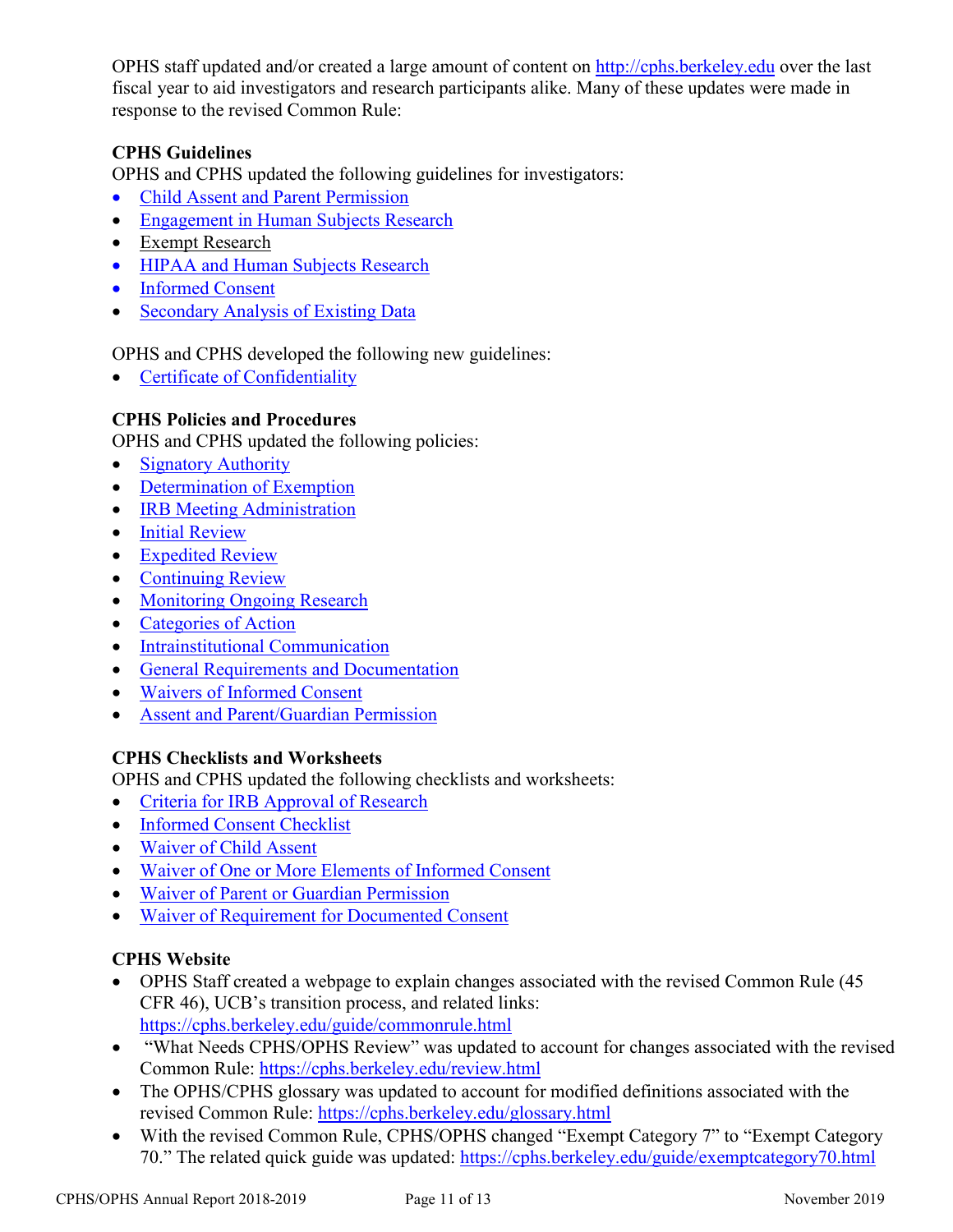OPHS staff updated and/or created a large amount of content on http://cphs.berkeley.edu over the last fiscal year to aid investigators and research participants alike. Many of these updates were made in response to the revised Common Rule:

**CPHS Guidelines**

OPHS and CPHS updated the following guidelines for investigators:

- Child Assent and Parent Permission
- Engagement in Human Subjects Research
- Exempt Research
- HIPAA and Human Subjects Research
- Informed Consent
- Secondary Analysis of Existing Data

OPHS and CPHS developed the following new guidelines:

- Certificate of Confidentiality

**CPHS Policies and Procedures**

OPHS and CPHS updated the following policies:

- Signatory Authority
- Determination of Exemption
- IRB Meeting Administration
- Initial Review
- Expedited Review
- Continuing Review
- Monitoring Ongoing Research
- Categories of Action
- Intrainstitutional Communication
- General Requirements and Documentation
- Waivers of Informed Consent
- Assent and Parent/Guardian Permission

**CPHS Checklists and Worksheets**

OPHS and CPHS updated the following checklists and worksheets:

- Criteria for IRB Approval of Research
- Informed Consent Checklist
- Waiver of Child Assent
- Waiver of One or More Elements of Informed Consent
- Waiver of Parent or Guardian Permission
- Waiver of Requirement for Documented Consent

**CPHS Website**

- OPHS Staff created a webpage to explain changes associated with the revised Common Rule (45 CFR 46), UCB's transition process, and related links: https://cphs.berkeley.edu/guide/commonrule.html
- "What Needs CPHS/OPHS Review" was updated to account for changes associated with the revised Common Rule: https://cphs.berkeley.edu/review.html
- The OPHS/CPHS glossary was updated to account for modified definitions associated with the revised Common Rule: https://cphs.berkeley.edu/glossary.html
- With the revised Common Rule, CPHS/OPHS changed "Exempt Category 7" to "Exempt Category 70." The related quick guide was updated: https://cphs.berkeley.edu/guide/exemptcategory70.html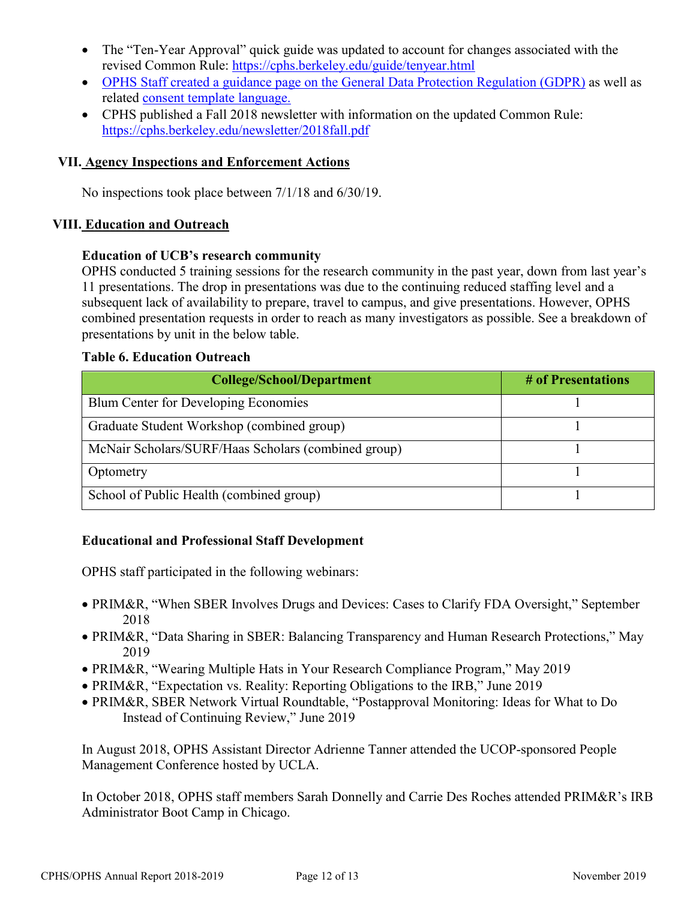- The "Ten-Year Approval" quick guide was updated to account for changes associated with the revised Common Rule: https://cphs.berkeley.edu/guide/tenyear.html
- OPHS Staff created a guidance page on the General Data Protection Regulation (GDPR) as well as related consent template language.
- CPHS published a Fall 2018 newsletter with information on the updated Common Rule: https://cphs.berkeley.edu/newsletter/2018fall.pdf

## VII. Agency Inspections and Enforcement Actions

No inspections took place between 7/1/18 and 6/30/19.

## VIII. Education and Outreach

**Education of UCB's research community**

OPHS conducted 5 training sessions for the research community in the past year, down from last year's 11 presentations. The drop in presentations was due to the continuing reduced staffing level and a subsequent lack of availability to prepare, travel to campus, and give presentations. However, OPHS combined presentation requests in order to reach as many investigators as possible. See a breakdown of presentations by unit in the below table.

**Table 6. Education Outreach**

| College/School/Department | # of Presentations |
|---|---|
| Blum Center for Developing Economies | 1 |
| Graduate Student Workshop (combined group) | 1 |
| McNair Scholars/SURF/Haas Scholars (combined group) | 1 |
| Optometry | 1 |
| School of Public Health (combined group) | 1 |

**Educational and Professional Staff Development**

OPHS staff participated in the following webinars:

- PRIM&R, "When SBER Involves Drugs and Devices: Cases to Clarify FDA Oversight," September 2018
- PRIM&R, "Data Sharing in SBER: Balancing Transparency and Human Research Protections," May 2019
- PRIM&R, "Wearing Multiple Hats in Your Research Compliance Program," May 2019
- PRIM&R, "Expectation vs. Reality: Reporting Obligations to the IRB," June 2019
- PRIM&R, SBER Network Virtual Roundtable, "Postapproval Monitoring: Ideas for What to Do Instead of Continuing Review," June 2019

In August 2018, OPHS Assistant Director Adrienne Tanner attended the UCOP-sponsored People Management Conference hosted by UCLA.

In October 2018, OPHS staff members Sarah Donnelly and Carrie Des Roches attended PRIM&R's IRB Administrator Boot Camp in Chicago.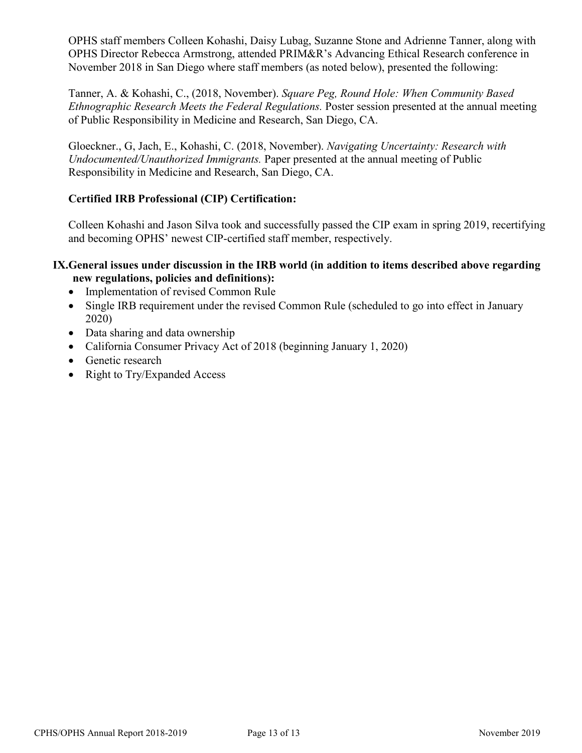OPHS staff members Colleen Kohashi, Daisy Lubag, Suzanne Stone and Adrienne Tanner, along with OPHS Director Rebecca Armstrong, attended PRIM&R's Advancing Ethical Research conference in November 2018 in San Diego where staff members (as noted below), presented the following:

Tanner, A. & Kohashi, C., (2018, November). *Square Peg, Round Hole: When Community Based Ethnographic Research Meets the Federal Regulations.* Poster session presented at the annual meeting of Public Responsibility in Medicine and Research, San Diego, CA.

Gloeckner., G, Jach, E., Kohashi, C. (2018, November). *Navigating Uncertainty: Research with Undocumented/Unauthorized Immigrants.* Paper presented at the annual meeting of Public Responsibility in Medicine and Research, San Diego, CA.

**Certified IRB Professional (CIP) Certification:**

Colleen Kohashi and Jason Silva took and successfully passed the CIP exam in spring 2019, recertifying and becoming OPHS' newest CIP-certified staff member, respectively.

## IX. General issues under discussion in the IRB world (in addition to items described above regarding new regulations, policies and definitions):

- Implementation of revised Common Rule
- Single IRB requirement under the revised Common Rule (scheduled to go into effect in January 2020)
- Data sharing and data ownership
- California Consumer Privacy Act of 2018 (beginning January 1, 2020)
- Genetic research
- Right to Try/Expanded Access